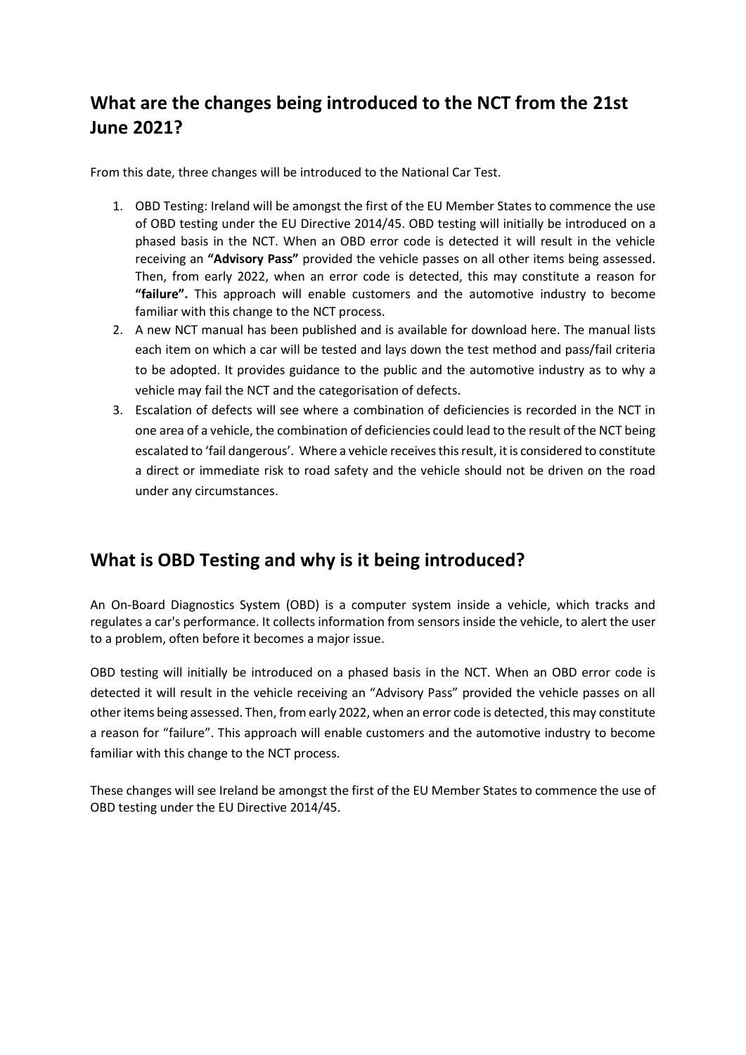## What are the changes being introduced to the NCT from the 21st June 2021?

From this date, three changes will be introduced to the National Car Test.

1. OBD Testing: Ireland will be amongst the first of the EU Member States to commence the use of OBD testing under the EU Directive 2014/45. OBD testing will initially be introduced on a phased basis in the NCT. When an OBD error code is detected it will result in the vehicle receiving an **"Advisory Pass"** provided the vehicle passes on all other items being assessed. Then, from early 2022, when an error code is detected, this may constitute a reason for **"failure".** This approach will enable customers and the automotive industry to become familiar with this change to the NCT process.
2. A new NCT manual has been published and is available for download here. The manual lists each item on which a car will be tested and lays down the test method and pass/fail criteria to be adopted. It provides guidance to the public and the automotive industry as to why a vehicle may fail the NCT and the categorisation of defects.
3. Escalation of defects will see where a combination of deficiencies is recorded in the NCT in one area of a vehicle, the combination of deficiencies could lead to the result of the NCT being escalated to 'fail dangerous'. Where a vehicle receives this result, it is considered to constitute a direct or immediate risk to road safety and the vehicle should not be driven on the road under any circumstances.

## What is OBD Testing and why is it being introduced?

An On-Board Diagnostics System (OBD) is a computer system inside a vehicle, which tracks and regulates a car's performance. It collects information from sensors inside the vehicle, to alert the user to a problem, often before it becomes a major issue.

OBD testing will initially be introduced on a phased basis in the NCT. When an OBD error code is detected it will result in the vehicle receiving an "Advisory Pass" provided the vehicle passes on all other items being assessed. Then, from early 2022, when an error code is detected, this may constitute a reason for "failure". This approach will enable customers and the automotive industry to become familiar with this change to the NCT process.

These changes will see Ireland be amongst the first of the EU Member States to commence the use of OBD testing under the EU Directive 2014/45.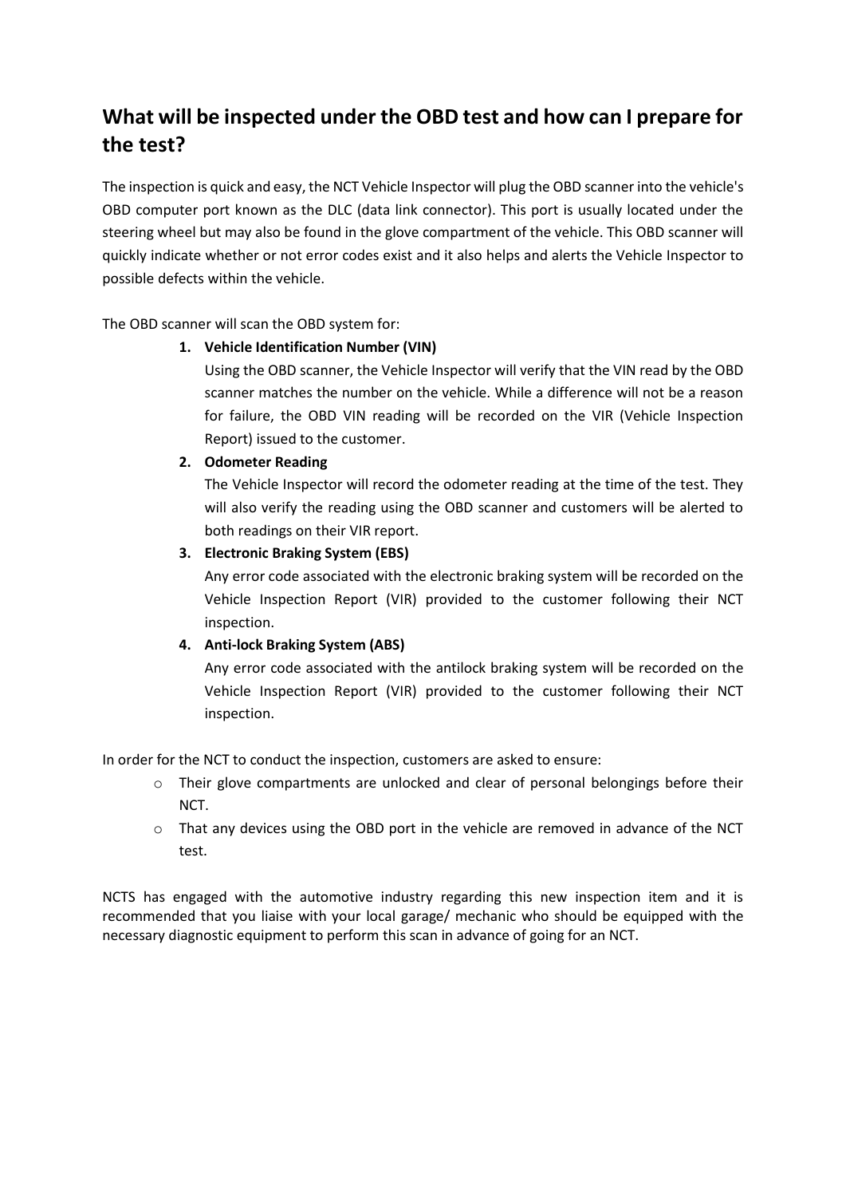## What will be inspected under the OBD test and how can I prepare for the test?

The inspection is quick and easy, the NCT Vehicle Inspector will plug the OBD scanner into the vehicle's OBD computer port known as the DLC (data link connector). This port is usually located under the steering wheel but may also be found in the glove compartment of the vehicle. This OBD scanner will quickly indicate whether or not error codes exist and it also helps and alerts the Vehicle Inspector to possible defects within the vehicle.

The OBD scanner will scan the OBD system for:

1. **Vehicle Identification Number (VIN)**
   Using the OBD scanner, the Vehicle Inspector will verify that the VIN read by the OBD scanner matches the number on the vehicle. While a difference will not be a reason for failure, the OBD VIN reading will be recorded on the VIR (Vehicle Inspection Report) issued to the customer.
2. **Odometer Reading**
   The Vehicle Inspector will record the odometer reading at the time of the test. They will also verify the reading using the OBD scanner and customers will be alerted to both readings on their VIR report.
3. **Electronic Braking System (EBS)**
   Any error code associated with the electronic braking system will be recorded on the Vehicle Inspection Report (VIR) provided to the customer following their NCT inspection.
4. **Anti-lock Braking System (ABS)**
   Any error code associated with the antilock braking system will be recorded on the Vehicle Inspection Report (VIR) provided to the customer following their NCT inspection.

In order for the NCT to conduct the inspection, customers are asked to ensure:

- Their glove compartments are unlocked and clear of personal belongings before their NCT.
- That any devices using the OBD port in the vehicle are removed in advance of the NCT test.

NCTS has engaged with the automotive industry regarding this new inspection item and it is recommended that you liaise with your local garage/ mechanic who should be equipped with the necessary diagnostic equipment to perform this scan in advance of going for an NCT.